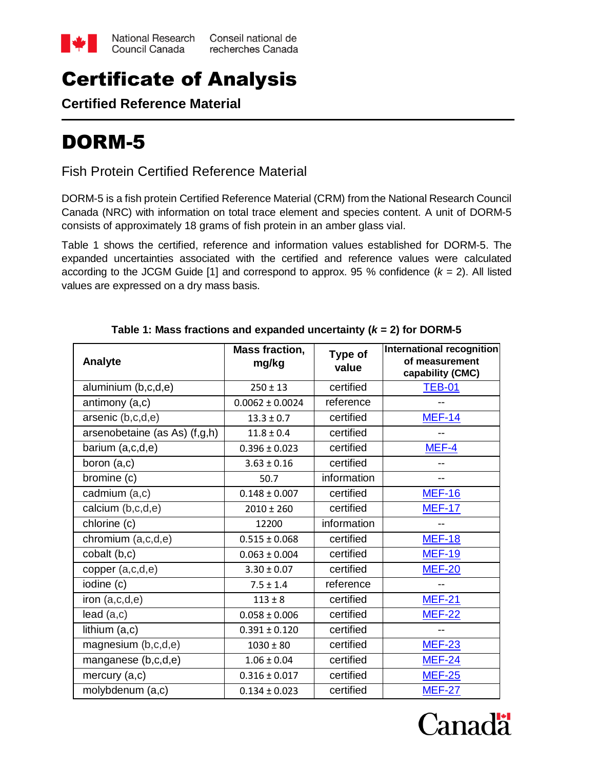National Research Council Canada | Conseil national de recherches Canada

# Certificate of Analysis

## Certified Reference Material

# DORM-5

Fish Protein Certified Reference Material

DORM-5 is a fish protein Certified Reference Material (CRM) from the National Research Council Canada (NRC) with information on total trace element and species content. A unit of DORM-5 consists of approximately 18 grams of fish protein in an amber glass vial.

Table 1 shows the certified, reference and information values established for DORM-5. The expanded uncertainties associated with the certified and reference values were calculated according to the JCGM Guide [1] and correspond to approx. 95 % confidence (*k* = 2). All listed values are expressed on a dry mass basis.

**Table 1: Mass fractions and expanded uncertainty (*k* = 2) for DORM-5**

| Analyte | Mass fraction, mg/kg | Type of value | International recognition of measurement capability (CMC) |
|---|---|---|---|
| aluminium (b,c,d,e) | 250 ± 13 | certified | TEB-01 |
| antimony (a,c) | 0.0062 ± 0.0024 | reference | -- |
| arsenic (b,c,d,e) | 13.3 ± 0.7 | certified | MEF-14 |
| arsenobetaine (as As) (f,g,h) | 11.8 ± 0.4 | certified | -- |
| barium (a,c,d,e) | 0.396 ± 0.023 | certified | MEF-4 |
| boron (a,c) | 3.63 ± 0.16 | certified | -- |
| bromine (c) | 50.7 | information | -- |
| cadmium (a,c) | 0.148 ± 0.007 | certified | MEF-16 |
| calcium (b,c,d,e) | 2010 ± 260 | certified | MEF-17 |
| chlorine (c) | 12200 | information | -- |
| chromium (a,c,d,e) | 0.515 ± 0.068 | certified | MEF-18 |
| cobalt (b,c) | 0.063 ± 0.004 | certified | MEF-19 |
| copper (a,c,d,e) | 3.30 ± 0.07 | certified | MEF-20 |
| iodine (c) | 7.5 ± 1.4 | reference | -- |
| iron (a,c,d,e) | 113 ± 8 | certified | MEF-21 |
| lead (a,c) | 0.058 ± 0.006 | certified | MEF-22 |
| lithium (a,c) | 0.391 ± 0.120 | certified | -- |
| magnesium (b,c,d,e) | 1030 ± 80 | certified | MEF-23 |
| manganese (b,c,d,e) | 1.06 ± 0.04 | certified | MEF-24 |
| mercury (a,c) | 0.316 ± 0.017 | certified | MEF-25 |
| molybdenum (a,c) | 0.134 ± 0.023 | certified | MEF-27 |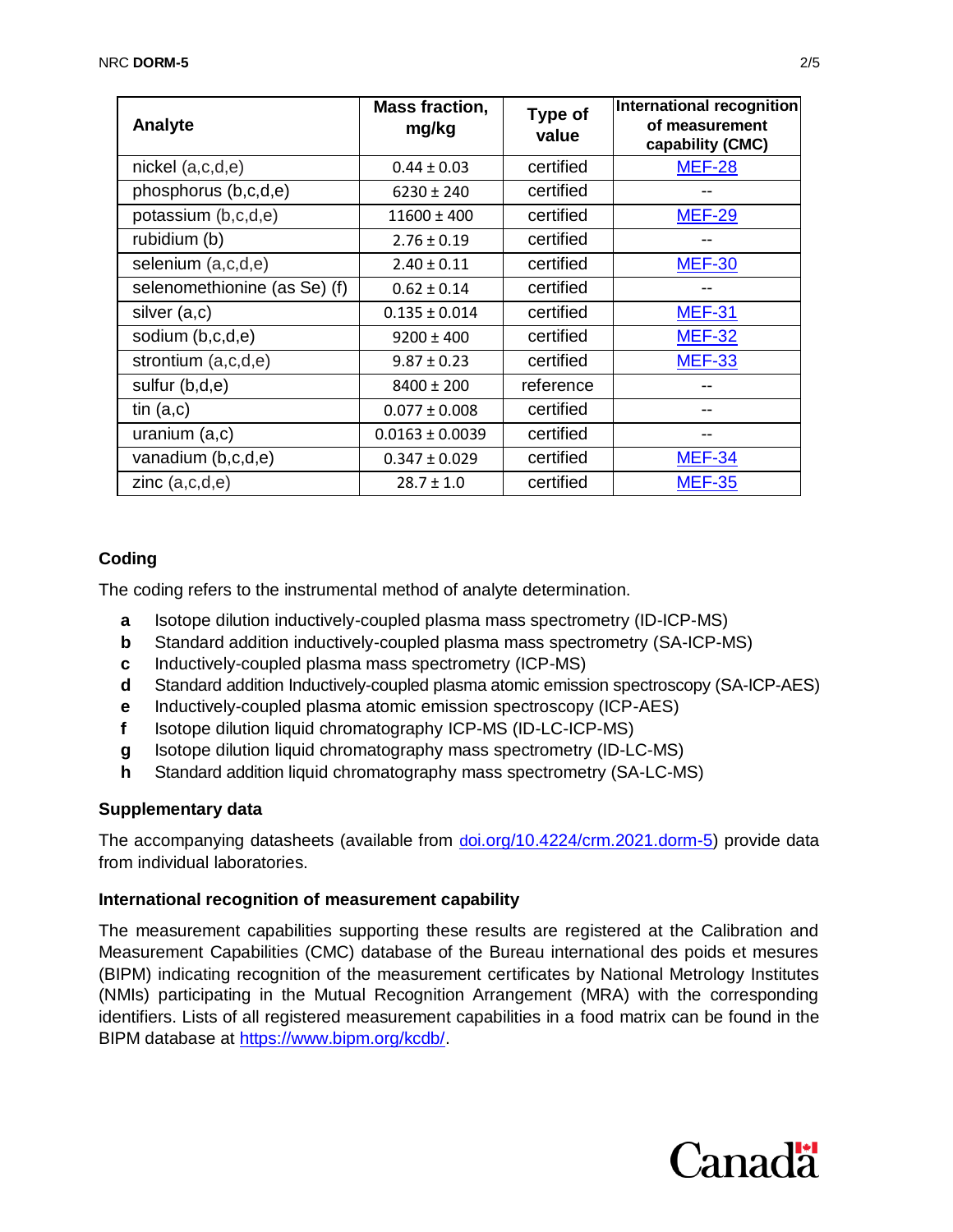| Analyte | Mass fraction, mg/kg | Type of value | International recognition of measurement capability (CMC) |
|---|---|---|---|
| nickel (a,c,d,e) | 0.44 ± 0.03 | certified | MEF-28 |
| phosphorus (b,c,d,e) | 6230 ± 240 | certified | -- |
| potassium (b,c,d,e) | 11600 ± 400 | certified | MEF-29 |
| rubidium (b) | 2.76 ± 0.19 | certified | -- |
| selenium (a,c,d,e) | 2.40 ± 0.11 | certified | MEF-30 |
| selenomethionine (as Se) (f) | 0.62 ± 0.14 | certified | -- |
| silver (a,c) | 0.135 ± 0.014 | certified | MEF-31 |
| sodium (b,c,d,e) | 9200 ± 400 | certified | MEF-32 |
| strontium (a,c,d,e) | 9.87 ± 0.23 | certified | MEF-33 |
| sulfur (b,d,e) | 8400 ± 200 | reference | -- |
| tin (a,c) | 0.077 ± 0.008 | certified | -- |
| uranium (a,c) | 0.0163 ± 0.0039 | certified | -- |
| vanadium (b,c,d,e) | 0.347 ± 0.029 | certified | MEF-34 |
| zinc (a,c,d,e) | 28.7 ± 1.0 | certified | MEF-35 |

### Coding

The coding refers to the instrumental method of analyte determination.

- **a** Isotope dilution inductively-coupled plasma mass spectrometry (ID-ICP-MS)
- **b** Standard addition inductively-coupled plasma mass spectrometry (SA-ICP-MS)
- **c** Inductively-coupled plasma mass spectrometry (ICP-MS)
- **d** Standard addition Inductively-coupled plasma atomic emission spectroscopy (SA-ICP-AES)
- **e** Inductively-coupled plasma atomic emission spectroscopy (ICP-AES)
- **f** Isotope dilution liquid chromatography ICP-MS (ID-LC-ICP-MS)
- **g** Isotope dilution liquid chromatography mass spectrometry (ID-LC-MS)
- **h** Standard addition liquid chromatography mass spectrometry (SA-LC-MS)

### Supplementary data

The accompanying datasheets (available from doi.org/10.4224/crm.2021.dorm-5) provide data from individual laboratories.

### International recognition of measurement capability

The measurement capabilities supporting these results are registered at the Calibration and Measurement Capabilities (CMC) database of the Bureau international des poids et mesures (BIPM) indicating recognition of the measurement certificates by National Metrology Institutes (NMIs) participating in the Mutual Recognition Arrangement (MRA) with the corresponding identifiers. Lists of all registered measurement capabilities in a food matrix can be found in the BIPM database at https://www.bipm.org/kcdb/.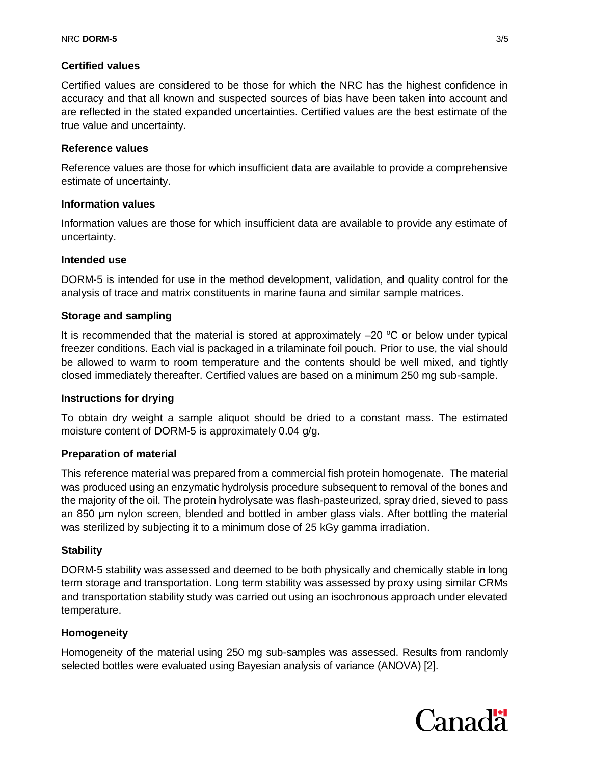### Certified values

Certified values are considered to be those for which the NRC has the highest confidence in accuracy and that all known and suspected sources of bias have been taken into account and are reflected in the stated expanded uncertainties. Certified values are the best estimate of the true value and uncertainty.

### Reference values

Reference values are those for which insufficient data are available to provide a comprehensive estimate of uncertainty.

### Information values

Information values are those for which insufficient data are available to provide any estimate of uncertainty.

### Intended use

DORM-5 is intended for use in the method development, validation, and quality control for the analysis of trace and matrix constituents in marine fauna and similar sample matrices.

### Storage and sampling

It is recommended that the material is stored at approximately –20 °C or below under typical freezer conditions. Each vial is packaged in a trilaminate foil pouch. Prior to use, the vial should be allowed to warm to room temperature and the contents should be well mixed, and tightly closed immediately thereafter. Certified values are based on a minimum 250 mg sub-sample.

### Instructions for drying

To obtain dry weight a sample aliquot should be dried to a constant mass. The estimated moisture content of DORM-5 is approximately 0.04 g/g.

### Preparation of material

This reference material was prepared from a commercial fish protein homogenate. The material was produced using an enzymatic hydrolysis procedure subsequent to removal of the bones and the majority of the oil. The protein hydrolysate was flash-pasteurized, spray dried, sieved to pass an 850 µm nylon screen, blended and bottled in amber glass vials. After bottling the material was sterilized by subjecting it to a minimum dose of 25 kGy gamma irradiation.

### Stability

DORM-5 stability was assessed and deemed to be both physically and chemically stable in long term storage and transportation. Long term stability was assessed by proxy using similar CRMs and transportation stability study was carried out using an isochronous approach under elevated temperature.

### Homogeneity

Homogeneity of the material using 250 mg sub-samples was assessed. Results from randomly selected bottles were evaluated using Bayesian analysis of variance (ANOVA) [2].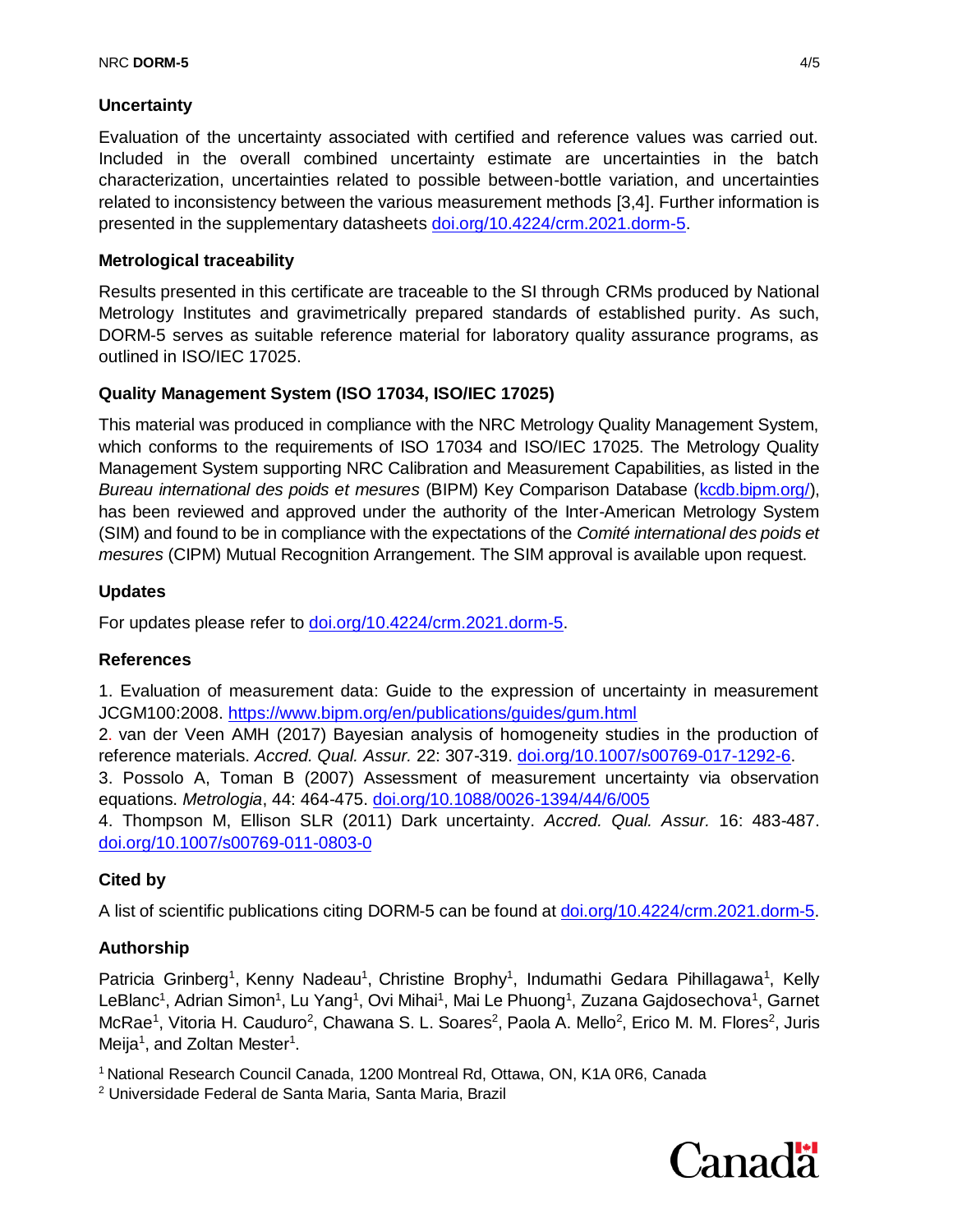## Uncertainty

Evaluation of the uncertainty associated with certified and reference values was carried out. Included in the overall combined uncertainty estimate are uncertainties in the batch characterization, uncertainties related to possible between-bottle variation, and uncertainties related to inconsistency between the various measurement methods [3,4]. Further information is presented in the supplementary datasheets doi.org/10.4224/crm.2021.dorm-5.

## Metrological traceability

Results presented in this certificate are traceable to the SI through CRMs produced by National Metrology Institutes and gravimetrically prepared standards of established purity. As such, DORM-5 serves as suitable reference material for laboratory quality assurance programs, as outlined in ISO/IEC 17025.

## Quality Management System (ISO 17034, ISO/IEC 17025)

This material was produced in compliance with the NRC Metrology Quality Management System, which conforms to the requirements of ISO 17034 and ISO/IEC 17025. The Metrology Quality Management System supporting NRC Calibration and Measurement Capabilities, as listed in the *Bureau international des poids et mesures* (BIPM) Key Comparison Database (kcdb.bipm.org/), has been reviewed and approved under the authority of the Inter-American Metrology System (SIM) and found to be in compliance with the expectations of the *Comité international des poids et mesures* (CIPM) Mutual Recognition Arrangement. The SIM approval is available upon request.

## Updates

For updates please refer to doi.org/10.4224/crm.2021.dorm-5.

## References

1. Evaluation of measurement data: Guide to the expression of uncertainty in measurement JCGM100:2008. https://www.bipm.org/en/publications/guides/gum.html
2. van der Veen AMH (2017) Bayesian analysis of homogeneity studies in the production of reference materials. *Accred. Qual. Assur.* 22: 307-319. doi.org/10.1007/s00769-017-1292-6.
3. Possolo A, Toman B (2007) Assessment of measurement uncertainty via observation equations. *Metrologia*, 44: 464-475. doi.org/10.1088/0026-1394/44/6/005
4. Thompson M, Ellison SLR (2011) Dark uncertainty. *Accred. Qual. Assur.* 16: 483-487. doi.org/10.1007/s00769-011-0803-0

## Cited by

A list of scientific publications citing DORM-5 can be found at doi.org/10.4224/crm.2021.dorm-5.

## Authorship

Patricia Grinberg[1], Kenny Nadeau[1], Christine Brophy[1], Indumathi Gedara Pihillagawa[1], Kelly LeBlanc[1], Adrian Simon[1], Lu Yang[1], Ovi Mihai[1], Mai Le Phuong[1], Zuzana Gajdosechova[1], Garnet McRae[1], Vitoria H. Cauduro[2], Chawana S. L. Soares[2], Paola A. Mello[2], Erico M. M. Flores[2], Juris Meija[1], and Zoltan Mester[1].

[1] National Research Council Canada, 1200 Montreal Rd, Ottawa, ON, K1A 0R6, Canada

[2] Universidade Federal de Santa Maria, Santa Maria, Brazil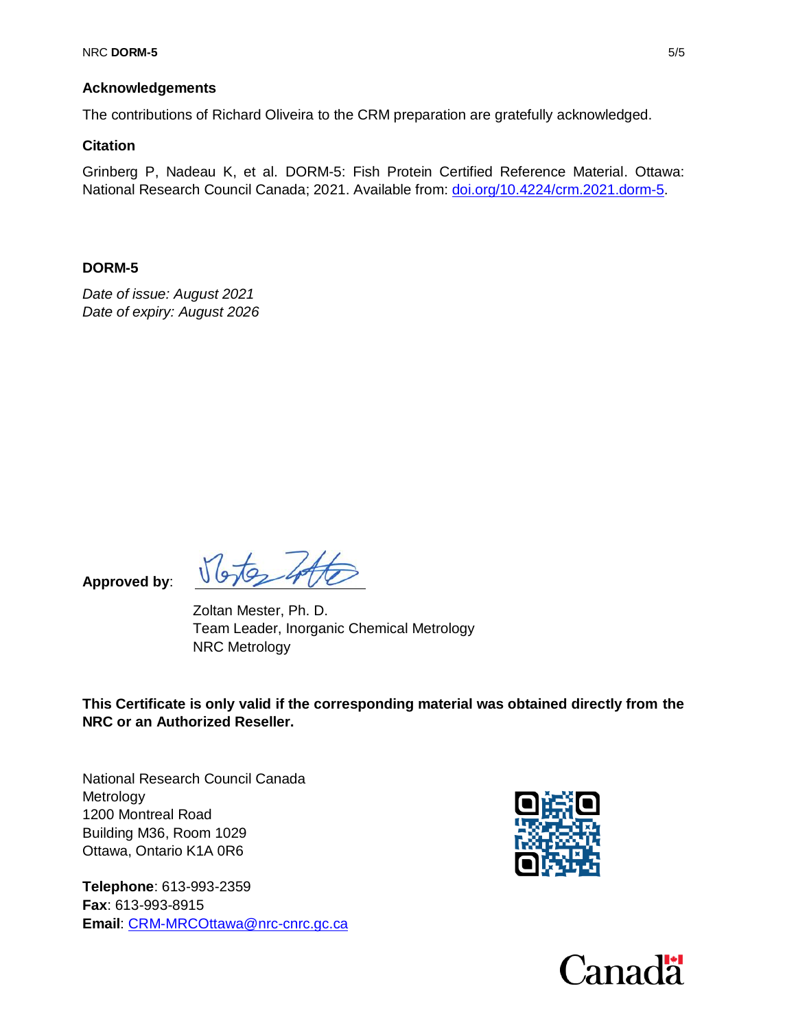### Acknowledgements

The contributions of Richard Oliveira to the CRM preparation are gratefully acknowledged.

### Citation

Grinberg P, Nadeau K, et al. DORM-5: Fish Protein Certified Reference Material. Ottawa: National Research Council Canada; 2021. Available from: doi.org/10.4224/crm.2021.dorm-5.

### DORM-5

*Date of issue: August 2021*
*Date of expiry: August 2026*

**Approved by**:

Zoltan Mester, Ph. D.
Team Leader, Inorganic Chemical Metrology
NRC Metrology

**This Certificate is only valid if the corresponding material was obtained directly from the NRC or an Authorized Reseller.**

National Research Council Canada
Metrology
1200 Montreal Road
Building M36, Room 1029
Ottawa, Ontario K1A 0R6

**Telephone**: 613-993-2359
**Fax**: 613-993-8915
**Email**: CRM-MRCOttawa@nrc-cnrc.gc.ca

Canada